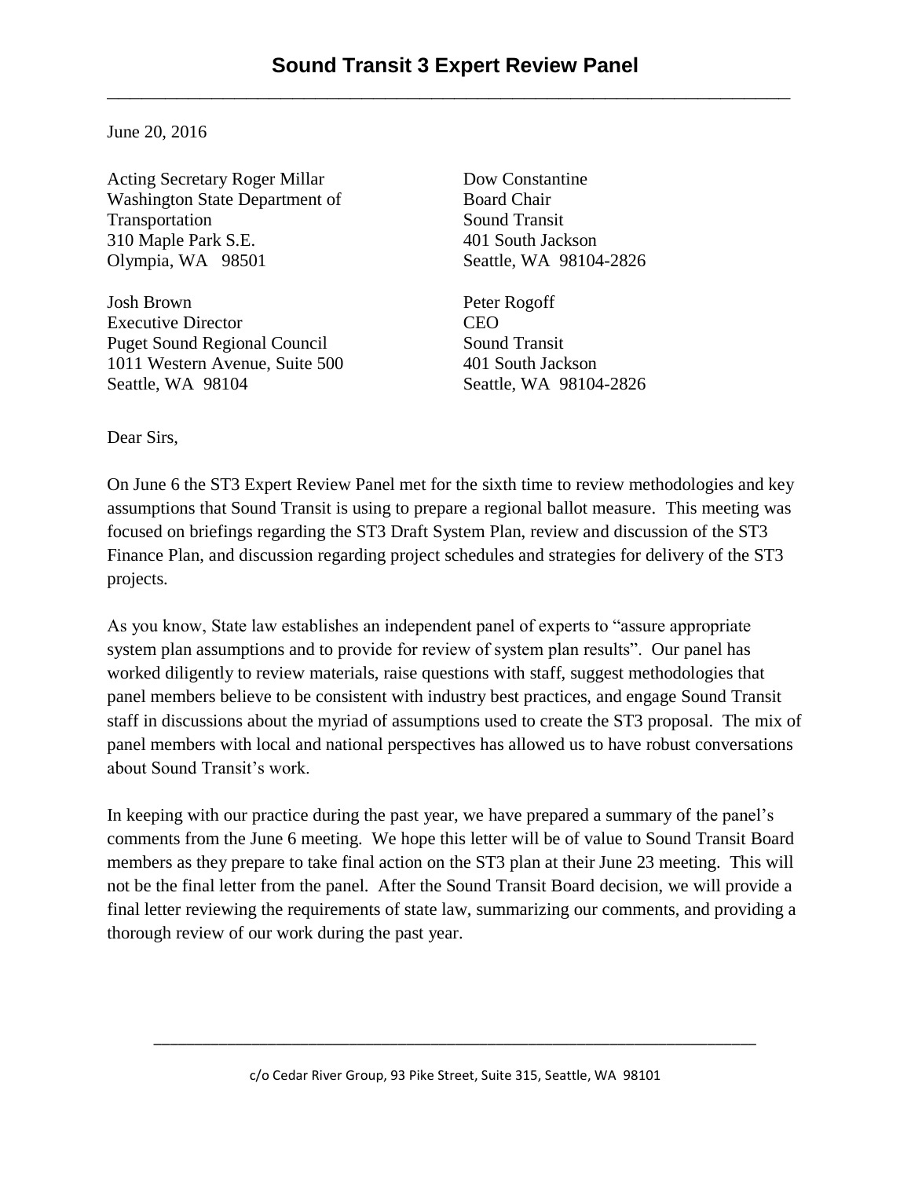# Sound Transit 3 Expert Review Panel

June 20, 2016

Acting Secretary Roger Millar
Washington State Department of Transportation
310 Maple Park S.E.
Olympia, WA 98501

Dow Constantine
Board Chair
Sound Transit
401 South Jackson
Seattle, WA 98104-2826

Josh Brown
Executive Director
Puget Sound Regional Council
1011 Western Avenue, Suite 500
Seattle, WA 98104

Peter Rogoff
CEO
Sound Transit
401 South Jackson
Seattle, WA 98104-2826

Dear Sirs,

On June 6 the ST3 Expert Review Panel met for the sixth time to review methodologies and key assumptions that Sound Transit is using to prepare a regional ballot measure. This meeting was focused on briefings regarding the ST3 Draft System Plan, review and discussion of the ST3 Finance Plan, and discussion regarding project schedules and strategies for delivery of the ST3 projects.

As you know, State law establishes an independent panel of experts to "assure appropriate system plan assumptions and to provide for review of system plan results". Our panel has worked diligently to review materials, raise questions with staff, suggest methodologies that panel members believe to be consistent with industry best practices, and engage Sound Transit staff in discussions about the myriad of assumptions used to create the ST3 proposal. The mix of panel members with local and national perspectives has allowed us to have robust conversations about Sound Transit's work.

In keeping with our practice during the past year, we have prepared a summary of the panel's comments from the June 6 meeting. We hope this letter will be of value to Sound Transit Board members as they prepare to take final action on the ST3 plan at their June 23 meeting. This will not be the final letter from the panel. After the Sound Transit Board decision, we will provide a final letter reviewing the requirements of state law, summarizing our comments, and providing a thorough review of our work during the past year.

c/o Cedar River Group, 93 Pike Street, Suite 315, Seattle, WA 98101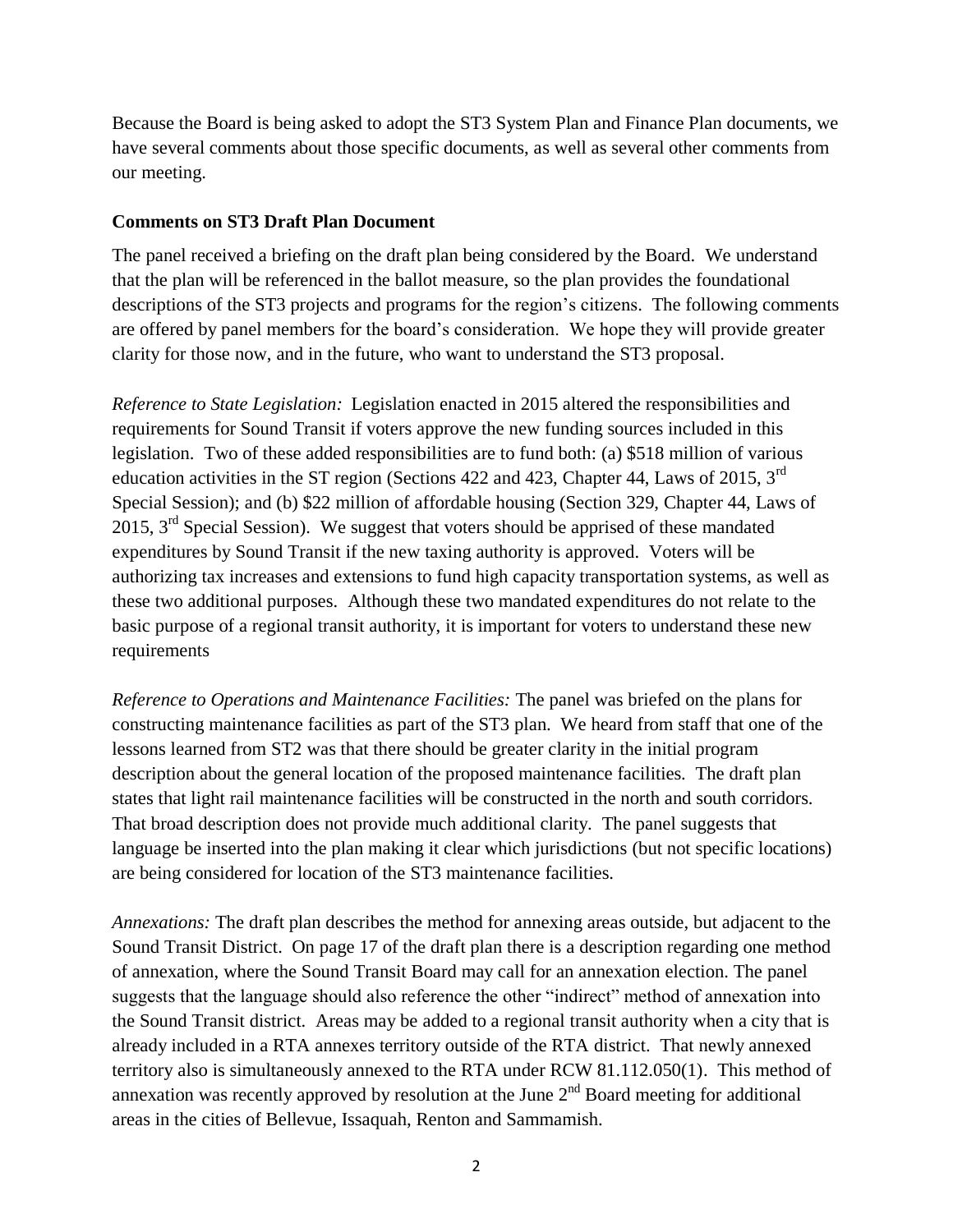Because the Board is being asked to adopt the ST3 System Plan and Finance Plan documents, we have several comments about those specific documents, as well as several other comments from our meeting.

**Comments on ST3 Draft Plan Document**

The panel received a briefing on the draft plan being considered by the Board. We understand that the plan will be referenced in the ballot measure, so the plan provides the foundational descriptions of the ST3 projects and programs for the region's citizens. The following comments are offered by panel members for the board's consideration. We hope they will provide greater clarity for those now, and in the future, who want to understand the ST3 proposal.

*Reference to State Legislation:* Legislation enacted in 2015 altered the responsibilities and requirements for Sound Transit if voters approve the new funding sources included in this legislation. Two of these added responsibilities are to fund both: (a) \$518 million of various education activities in the ST region (Sections 422 and 423, Chapter 44, Laws of 2015, 3rd Special Session); and (b) \$22 million of affordable housing (Section 329, Chapter 44, Laws of 2015, 3rd Special Session). We suggest that voters should be apprised of these mandated expenditures by Sound Transit if the new taxing authority is approved. Voters will be authorizing tax increases and extensions to fund high capacity transportation systems, as well as these two additional purposes. Although these two mandated expenditures do not relate to the basic purpose of a regional transit authority, it is important for voters to understand these new requirements

*Reference to Operations and Maintenance Facilities:* The panel was briefed on the plans for constructing maintenance facilities as part of the ST3 plan. We heard from staff that one of the lessons learned from ST2 was that there should be greater clarity in the initial program description about the general location of the proposed maintenance facilities. The draft plan states that light rail maintenance facilities will be constructed in the north and south corridors. That broad description does not provide much additional clarity. The panel suggests that language be inserted into the plan making it clear which jurisdictions (but not specific locations) are being considered for location of the ST3 maintenance facilities.

*Annexations:* The draft plan describes the method for annexing areas outside, but adjacent to the Sound Transit District. On page 17 of the draft plan there is a description regarding one method of annexation, where the Sound Transit Board may call for an annexation election. The panel suggests that the language should also reference the other "indirect" method of annexation into the Sound Transit district. Areas may be added to a regional transit authority when a city that is already included in a RTA annexes territory outside of the RTA district. That newly annexed territory also is simultaneously annexed to the RTA under RCW 81.112.050(1). This method of annexation was recently approved by resolution at the June 2nd Board meeting for additional areas in the cities of Bellevue, Issaquah, Renton and Sammamish.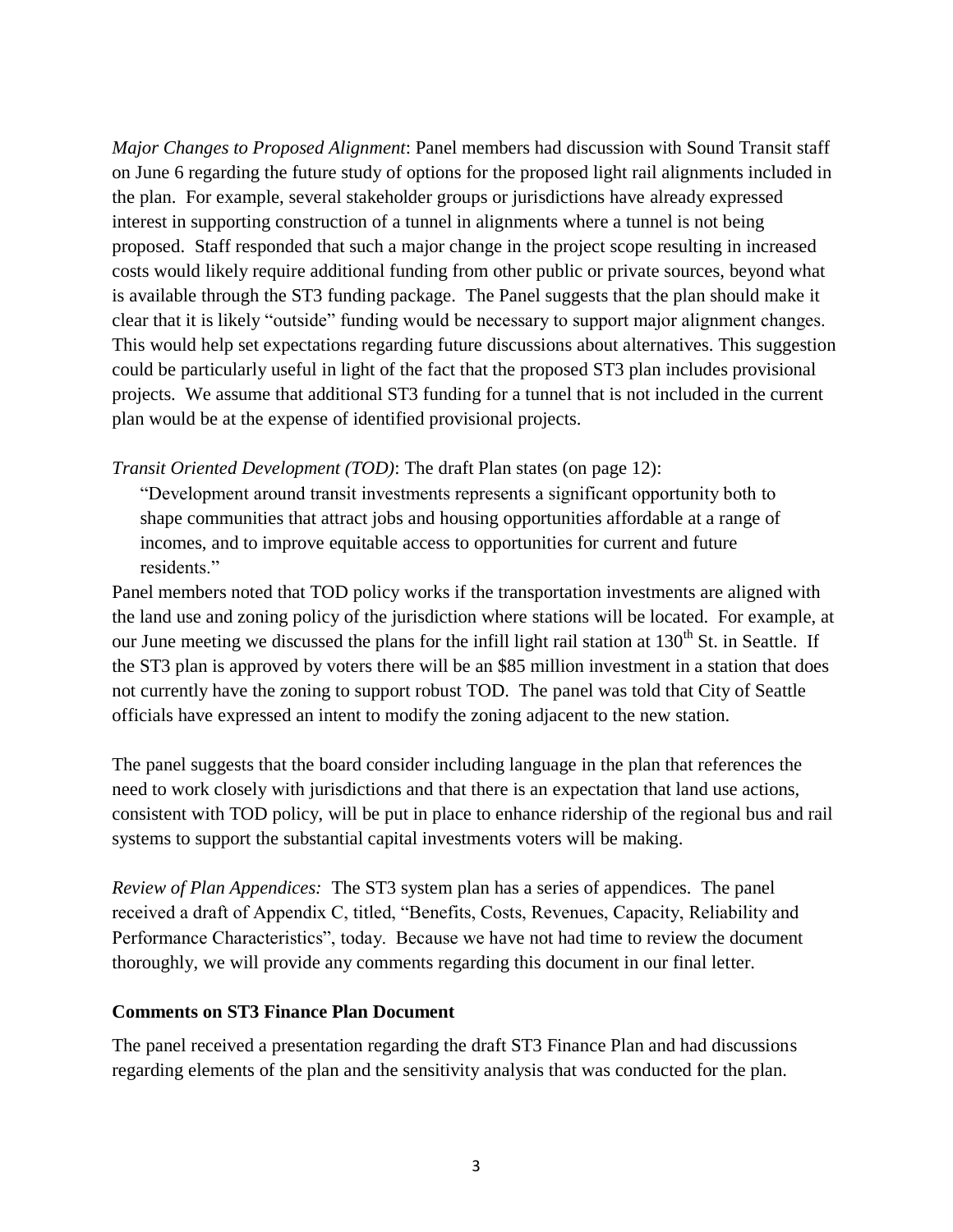*Major Changes to Proposed Alignment*: Panel members had discussion with Sound Transit staff on June 6 regarding the future study of options for the proposed light rail alignments included in the plan. For example, several stakeholder groups or jurisdictions have already expressed interest in supporting construction of a tunnel in alignments where a tunnel is not being proposed. Staff responded that such a major change in the project scope resulting in increased costs would likely require additional funding from other public or private sources, beyond what is available through the ST3 funding package. The Panel suggests that the plan should make it clear that it is likely "outside" funding would be necessary to support major alignment changes. This would help set expectations regarding future discussions about alternatives. This suggestion could be particularly useful in light of the fact that the proposed ST3 plan includes provisional projects. We assume that additional ST3 funding for a tunnel that is not included in the current plan would be at the expense of identified provisional projects.

*Transit Oriented Development (TOD)*: The draft Plan states (on page 12):

> "Development around transit investments represents a significant opportunity both to shape communities that attract jobs and housing opportunities affordable at a range of incomes, and to improve equitable access to opportunities for current and future residents."

Panel members noted that TOD policy works if the transportation investments are aligned with the land use and zoning policy of the jurisdiction where stations will be located. For example, at our June meeting we discussed the plans for the infill light rail station at 130th St. in Seattle. If the ST3 plan is approved by voters there will be an $85 million investment in a station that does not currently have the zoning to support robust TOD. The panel was told that City of Seattle officials have expressed an intent to modify the zoning adjacent to the new station.

The panel suggests that the board consider including language in the plan that references the need to work closely with jurisdictions and that there is an expectation that land use actions, consistent with TOD policy, will be put in place to enhance ridership of the regional bus and rail systems to support the substantial capital investments voters will be making.

*Review of Plan Appendices:* The ST3 system plan has a series of appendices. The panel received a draft of Appendix C, titled, "Benefits, Costs, Revenues, Capacity, Reliability and Performance Characteristics", today. Because we have not had time to review the document thoroughly, we will provide any comments regarding this document in our final letter.

**Comments on ST3 Finance Plan Document**

The panel received a presentation regarding the draft ST3 Finance Plan and had discussions regarding elements of the plan and the sensitivity analysis that was conducted for the plan.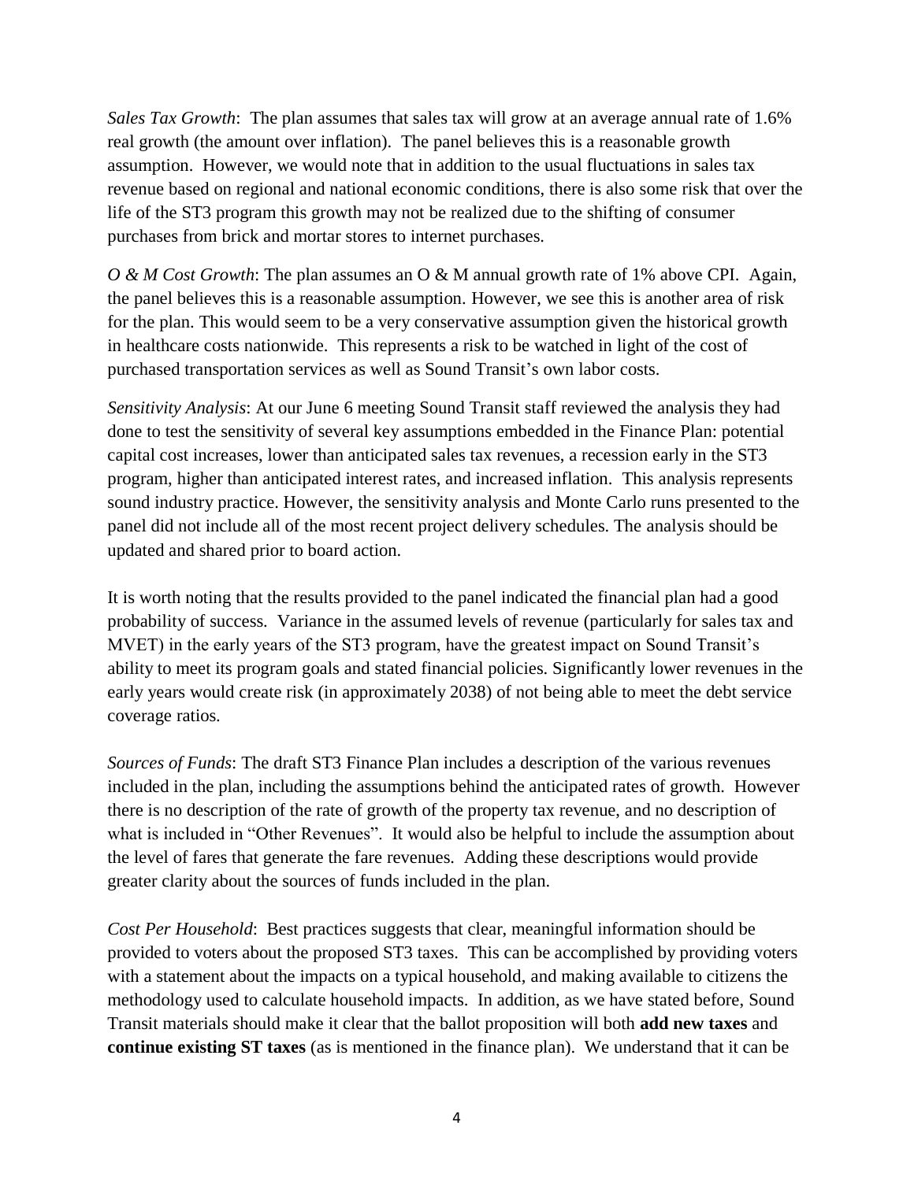*Sales Tax Growth*: The plan assumes that sales tax will grow at an average annual rate of 1.6% real growth (the amount over inflation). The panel believes this is a reasonable growth assumption. However, we would note that in addition to the usual fluctuations in sales tax revenue based on regional and national economic conditions, there is also some risk that over the life of the ST3 program this growth may not be realized due to the shifting of consumer purchases from brick and mortar stores to internet purchases.

*O & M Cost Growth*: The plan assumes an O & M annual growth rate of 1% above CPI. Again, the panel believes this is a reasonable assumption. However, we see this is another area of risk for the plan. This would seem to be a very conservative assumption given the historical growth in healthcare costs nationwide. This represents a risk to be watched in light of the cost of purchased transportation services as well as Sound Transit's own labor costs.

*Sensitivity Analysis*: At our June 6 meeting Sound Transit staff reviewed the analysis they had done to test the sensitivity of several key assumptions embedded in the Finance Plan: potential capital cost increases, lower than anticipated sales tax revenues, a recession early in the ST3 program, higher than anticipated interest rates, and increased inflation. This analysis represents sound industry practice. However, the sensitivity analysis and Monte Carlo runs presented to the panel did not include all of the most recent project delivery schedules. The analysis should be updated and shared prior to board action.

It is worth noting that the results provided to the panel indicated the financial plan had a good probability of success. Variance in the assumed levels of revenue (particularly for sales tax and MVET) in the early years of the ST3 program, have the greatest impact on Sound Transit's ability to meet its program goals and stated financial policies. Significantly lower revenues in the early years would create risk (in approximately 2038) of not being able to meet the debt service coverage ratios.

*Sources of Funds*: The draft ST3 Finance Plan includes a description of the various revenues included in the plan, including the assumptions behind the anticipated rates of growth. However there is no description of the rate of growth of the property tax revenue, and no description of what is included in "Other Revenues". It would also be helpful to include the assumption about the level of fares that generate the fare revenues. Adding these descriptions would provide greater clarity about the sources of funds included in the plan.

*Cost Per Household*: Best practices suggests that clear, meaningful information should be provided to voters about the proposed ST3 taxes. This can be accomplished by providing voters with a statement about the impacts on a typical household, and making available to citizens the methodology used to calculate household impacts. In addition, as we have stated before, Sound Transit materials should make it clear that the ballot proposition will both **add new taxes** and **continue existing ST taxes** (as is mentioned in the finance plan). We understand that it can be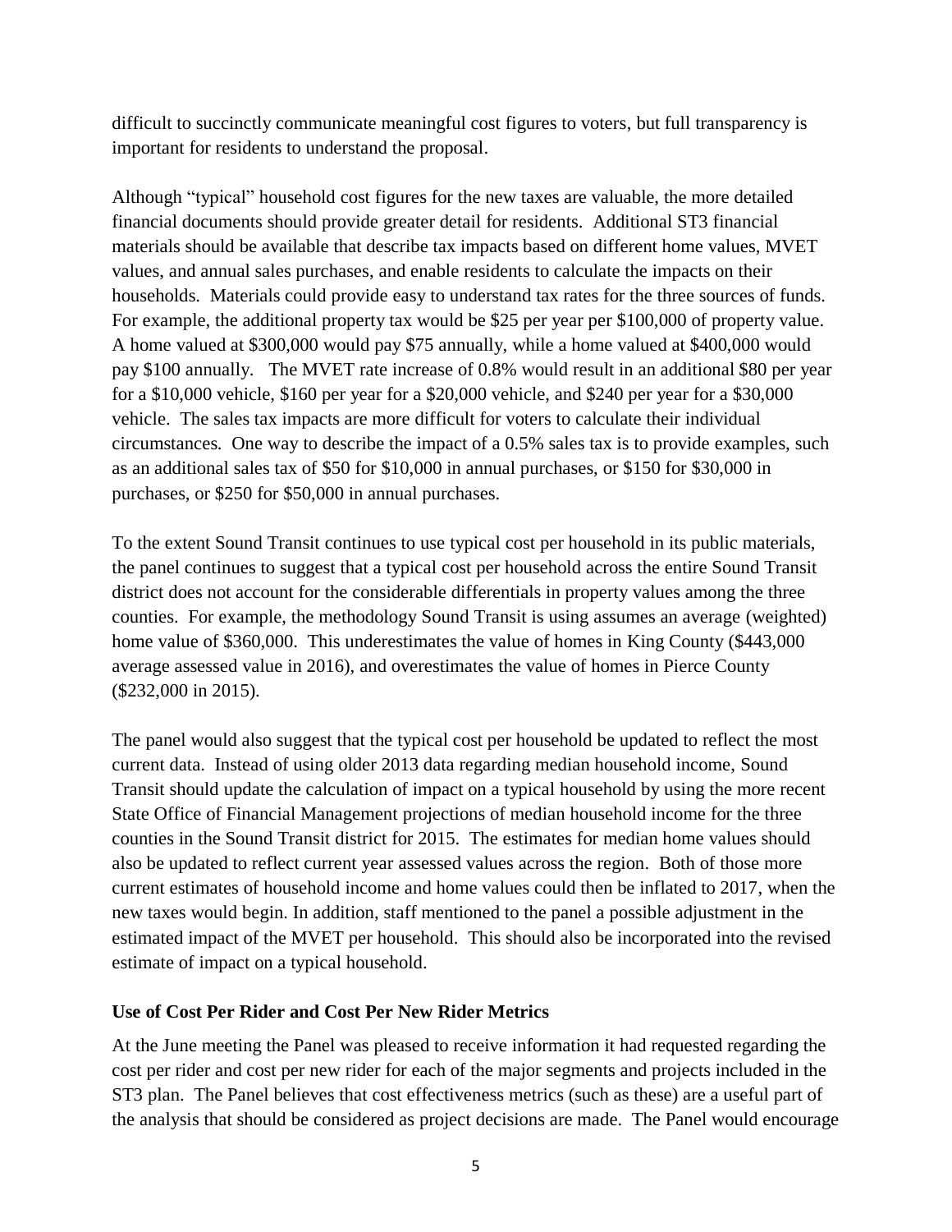difficult to succinctly communicate meaningful cost figures to voters, but full transparency is important for residents to understand the proposal.

Although "typical" household cost figures for the new taxes are valuable, the more detailed financial documents should provide greater detail for residents. Additional ST3 financial materials should be available that describe tax impacts based on different home values, MVET values, and annual sales purchases, and enable residents to calculate the impacts on their households. Materials could provide easy to understand tax rates for the three sources of funds. For example, the additional property tax would be $25 per year per $100,000 of property value. A home valued at $300,000 would pay $75 annually, while a home valued at $400,000 would pay $100 annually. The MVET rate increase of 0.8% would result in an additional $80 per year for a $10,000 vehicle, $160 per year for a $20,000 vehicle, and $240 per year for a $30,000 vehicle. The sales tax impacts are more difficult for voters to calculate their individual circumstances. One way to describe the impact of a 0.5% sales tax is to provide examples, such as an additional sales tax of $50 for $10,000 in annual purchases, or $150 for $30,000 in purchases, or $250 for $50,000 in annual purchases.

To the extent Sound Transit continues to use typical cost per household in its public materials, the panel continues to suggest that a typical cost per household across the entire Sound Transit district does not account for the considerable differentials in property values among the three counties. For example, the methodology Sound Transit is using assumes an average (weighted) home value of $360,000. This underestimates the value of homes in King County ($443,000 average assessed value in 2016), and overestimates the value of homes in Pierce County ($232,000 in 2015).

The panel would also suggest that the typical cost per household be updated to reflect the most current data. Instead of using older 2013 data regarding median household income, Sound Transit should update the calculation of impact on a typical household by using the more recent State Office of Financial Management projections of median household income for the three counties in the Sound Transit district for 2015. The estimates for median home values should also be updated to reflect current year assessed values across the region. Both of those more current estimates of household income and home values could then be inflated to 2017, when the new taxes would begin. In addition, staff mentioned to the panel a possible adjustment in the estimated impact of the MVET per household. This should also be incorporated into the revised estimate of impact on a typical household.

**Use of Cost Per Rider and Cost Per New Rider Metrics**

At the June meeting the Panel was pleased to receive information it had requested regarding the cost per rider and cost per new rider for each of the major segments and projects included in the ST3 plan. The Panel believes that cost effectiveness metrics (such as these) are a useful part of the analysis that should be considered as project decisions are made. The Panel would encourage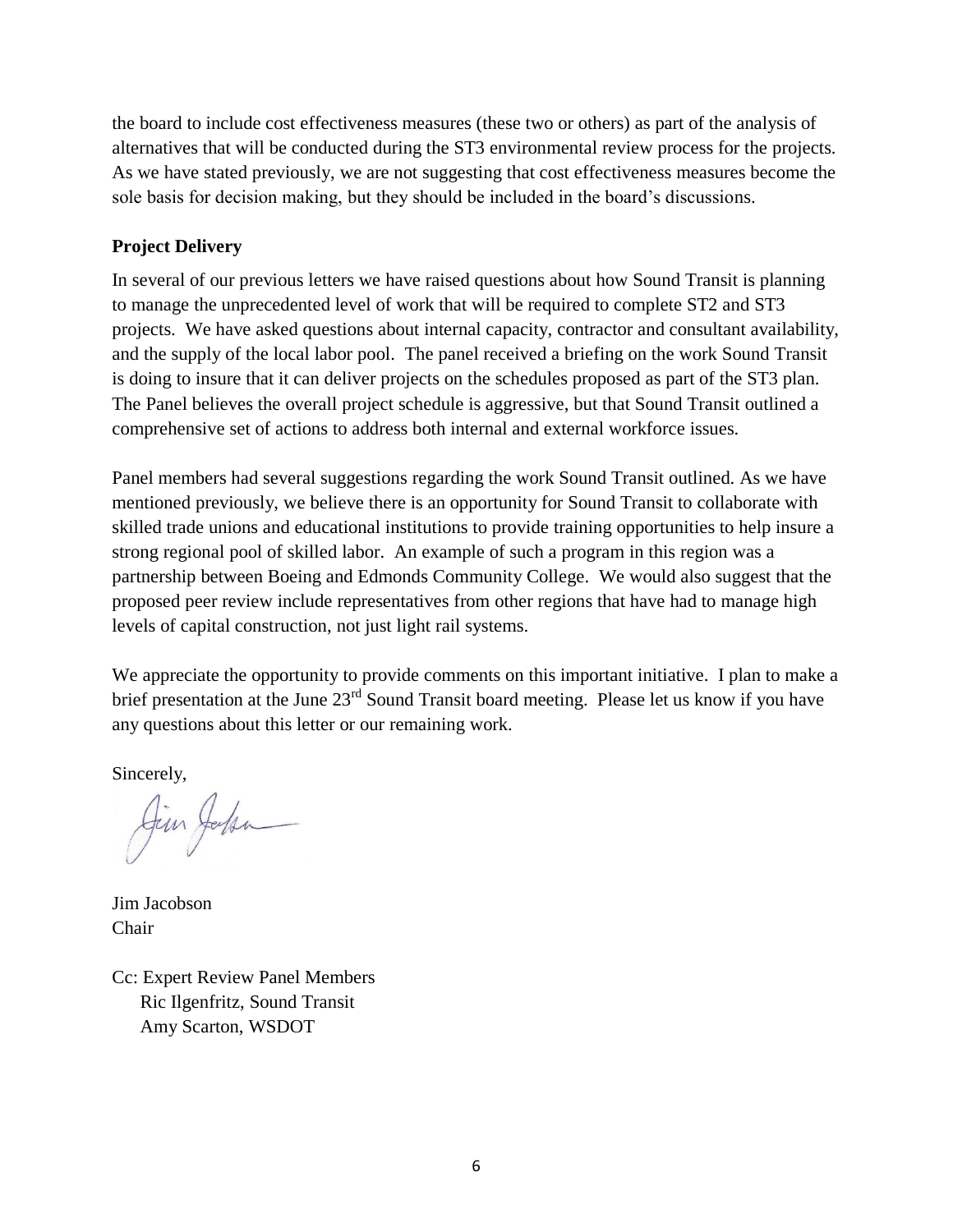the board to include cost effectiveness measures (these two or others) as part of the analysis of alternatives that will be conducted during the ST3 environmental review process for the projects. As we have stated previously, we are not suggesting that cost effectiveness measures become the sole basis for decision making, but they should be included in the board's discussions.

**Project Delivery**

In several of our previous letters we have raised questions about how Sound Transit is planning to manage the unprecedented level of work that will be required to complete ST2 and ST3 projects. We have asked questions about internal capacity, contractor and consultant availability, and the supply of the local labor pool. The panel received a briefing on the work Sound Transit is doing to insure that it can deliver projects on the schedules proposed as part of the ST3 plan. The Panel believes the overall project schedule is aggressive, but that Sound Transit outlined a comprehensive set of actions to address both internal and external workforce issues.

Panel members had several suggestions regarding the work Sound Transit outlined. As we have mentioned previously, we believe there is an opportunity for Sound Transit to collaborate with skilled trade unions and educational institutions to provide training opportunities to help insure a strong regional pool of skilled labor. An example of such a program in this region was a partnership between Boeing and Edmonds Community College. We would also suggest that the proposed peer review include representatives from other regions that have had to manage high levels of capital construction, not just light rail systems.

We appreciate the opportunity to provide comments on this important initiative. I plan to make a brief presentation at the June 23rd Sound Transit board meeting. Please let us know if you have any questions about this letter or our remaining work.

Sincerely,

Jim Jacobson
Chair

Cc: Expert Review Panel Members
Ric Ilgenfritz, Sound Transit
Amy Scarton, WSDOT